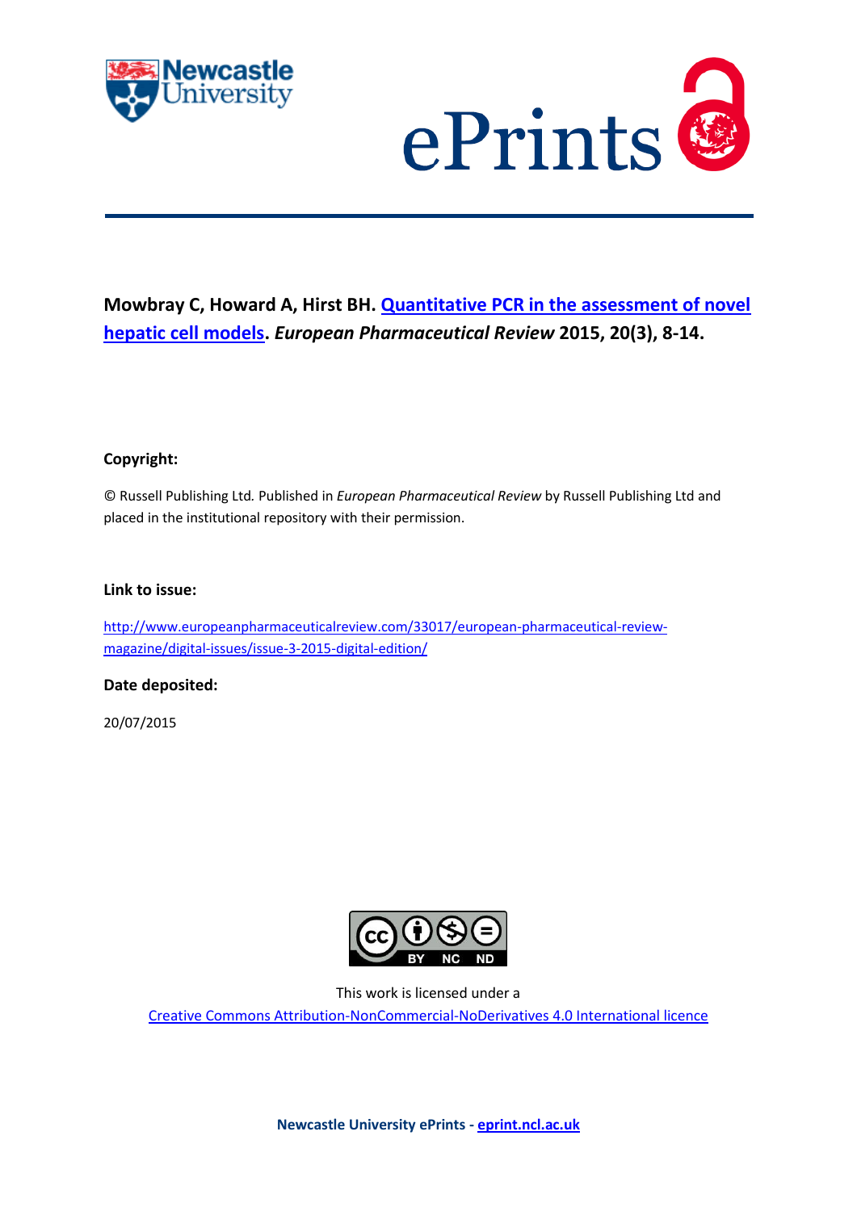**Mowbray C, Howard A, Hirst BH. Quantitative PCR in the assessment of novel hepatic cell models. *European Pharmaceutical Review* 2015, 20(3), 8-14.**

**Copyright:**

© Russell Publishing Ltd. Published in *European Pharmaceutical Review* by Russell Publishing Ltd and placed in the institutional repository with their permission.

**Link to issue:**

http://www.europeanpharmaceuticalreview.com/33017/european-pharmaceutical-review-magazine/digital-issues/issue-3-2015-digital-edition/

**Date deposited:**

20/07/2015

This work is licensed under a
Creative Commons Attribution-NonCommercial-NoDerivatives 4.0 International licence

**Newcastle University ePrints - eprint.ncl.ac.uk**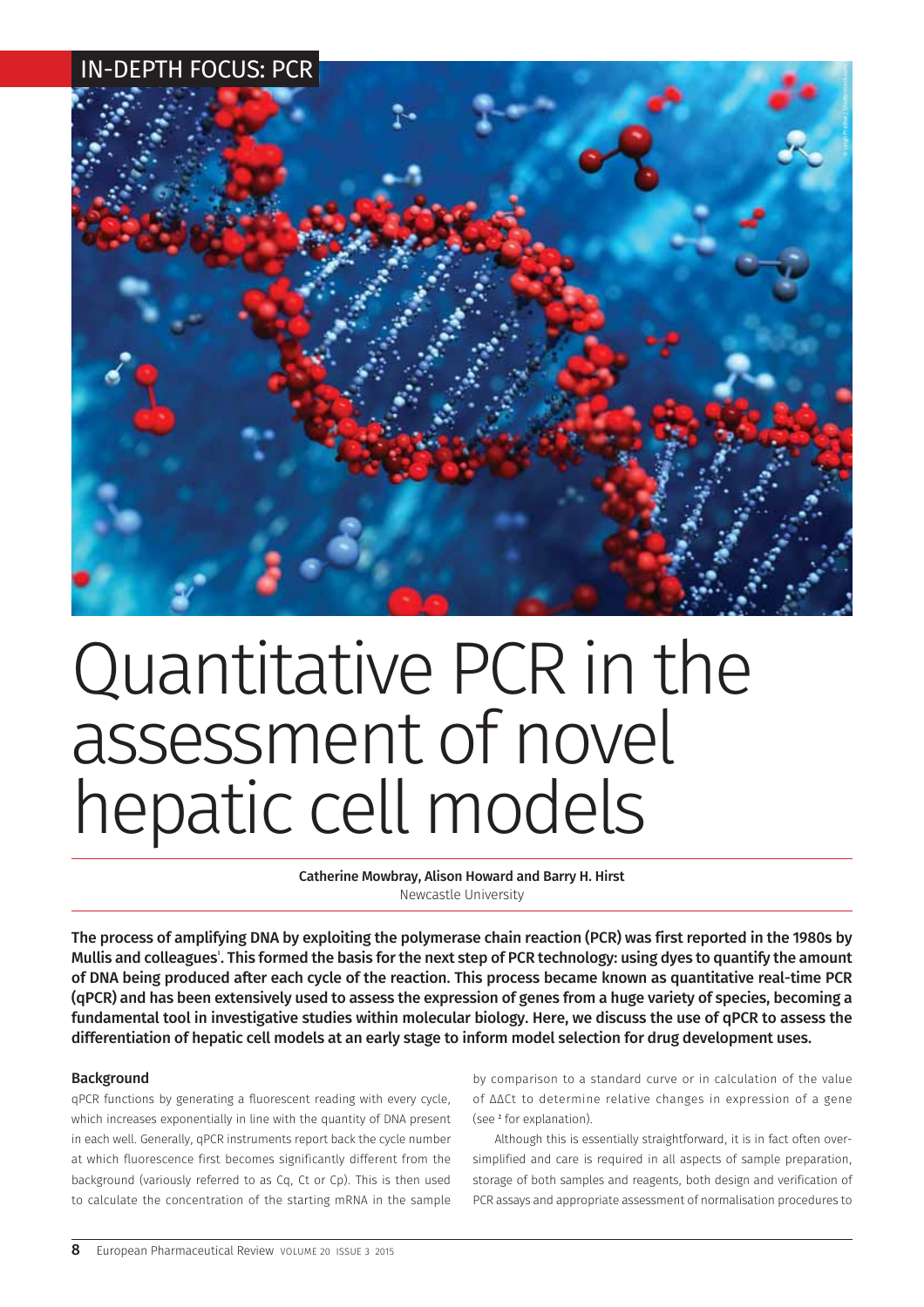IN-DEPTH FOCUS: PCR

# Quantitative PCR in the assessment of novel hepatic cell models

**Catherine Mowbray, Alison Howard and Barry H. Hirst**
Newcastle University

**The process of amplifying DNA by exploiting the polymerase chain reaction (PCR) was first reported in the 1980s by Mullis and colleagues[1]. This formed the basis for the next step of PCR technology: using dyes to quantify the amount of DNA being produced after each cycle of the reaction. This process became known as quantitative real-time PCR (qPCR) and has been extensively used to assess the expression of genes from a huge variety of species, becoming a fundamental tool in investigative studies within molecular biology. Here, we discuss the use of qPCR to assess the differentiation of hepatic cell models at an early stage to inform model selection for drug development uses.**

### Background

qPCR functions by generating a fluorescent reading with every cycle, which increases exponentially in line with the quantity of DNA present in each well. Generally, qPCR instruments report back the cycle number at which fluorescence first becomes significantly different from the background (variously referred to as Cq, Ct or Cp). This is then used to calculate the concentration of the starting mRNA in the sample by comparison to a standard curve or in calculation of the value of ΔΔCt to determine relative changes in expression of a gene (see [2] for explanation).

Although this is essentially straightforward, it is in fact often over-simplified and care is required in all aspects of sample preparation, storage of both samples and reagents, both design and verification of PCR assays and appropriate assessment of normalisation procedures to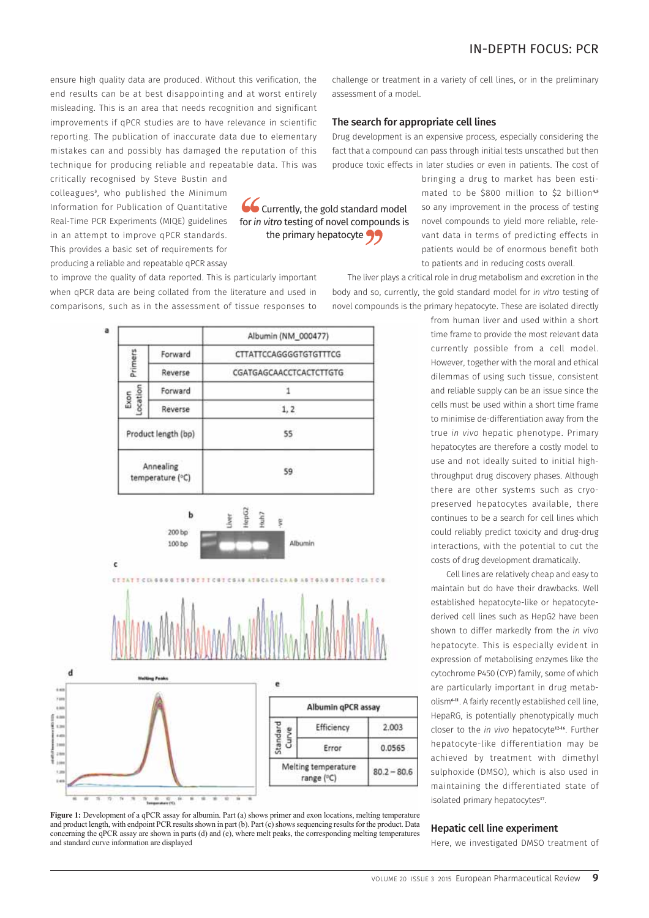ensure high quality data are produced. Without this verification, the end results can be at best disappointing and at worst entirely misleading. This is an area that needs recognition and significant improvements if qPCR studies are to have relevance in scientific reporting. The publication of inaccurate data due to elementary mistakes can and possibly has damaged the reputation of this technique for producing reliable and repeatable data. This was critically recognised by Steve Bustin and colleagues[3], who published the Minimum Information for Publication of Quantitative Real-Time PCR Experiments (MIQE) guidelines in an attempt to improve qPCR standards. This provides a basic set of requirements for producing a reliable and repeatable qPCR assay to improve the quality of data reported. This is particularly important when qPCR data are being collated from the literature and used in comparisons, such as in the assessment of tissue responses to challenge or treatment in a variety of cell lines, or in the preliminary assessment of a model.

> "Currently, the gold standard model for *in vitro* testing of novel compounds is the primary hepatocyte"

## The search for appropriate cell lines

Drug development is an expensive process, especially considering the fact that a compound can pass through initial tests unscathed but then produce toxic effects in later studies or even in patients. The cost of bringing a drug to market has been estimated to be \$800 million to \$2 billion[4,5] so any improvement in the process of testing novel compounds to yield more reliable, relevant data in terms of predicting effects in patients would be of enormous benefit both to patients and in reducing costs overall.

The liver plays a critical role in drug metabolism and excretion in the body and so, currently, the gold standard model for *in vitro* testing of novel compounds is the primary hepatocyte. These are isolated directly from human liver and used within a short time frame to provide the most relevant data currently possible from a cell model. However, together with the moral and ethical dilemmas of using such tissue, consistent and reliable supply can be an issue since the cells must be used within a short time frame to minimise de-differentiation away from the true *in vivo* hepatic phenotype. Primary hepatocytes are therefore a costly model to use and not ideally suited to initial high-throughput drug discovery phases. Although there are other systems such as cryo-preserved hepatocytes available, there continues to be a search for cell lines which could reliably predict toxicity and drug-drug interactions, with the potential to cut the costs of drug development dramatically.

Cell lines are relatively cheap and easy to maintain but do have their drawbacks. Well established hepatocyte-like or hepatocyte-derived cell lines such as HepG2 have been shown to differ markedly from the *in vivo* hepatocyte. This is especially evident in expression of metabolising enzymes like the cytochrome P450 (CYP) family, some of which are particularly important in drug metabolism[6-11]. A fairly recently established cell line, HepaRG, is potentially phenotypically much closer to the *in vivo* hepatocyte[12-16]. Further hepatocyte-like differentiation may be achieved by treatment with dimethyl sulphoxide (DMSO), which is also used in maintaining the differentiated state of isolated primary hepatocytes[17].

**a**

| | | Albumin (NM_000477) |
|---|---|---|
| Primers | Forward | CTTATTCCAGGGGTGTGTTTCG |
| | Reverse | CGATGAGCAACCTCACTCTTGTG |
| Exon Location | Forward | 1 |
| | Reverse | 1, 2 |
| Product length (bp) | | 55 |
| Annealing temperature (°C) | | 59 |

**b** 200 bp, 100 bp; Liver, HepG2, Huh7, -ve; Albumin

**c** CTTATTCCAGGGGTGTGTTTCGTCGAGATGCACACAAGAGTGAGGTTGCTCATCG

**d** Melting Peaks

**e**

| Albumin qPCR assay | | |
|---|---|---|
| Standard Curve | Efficiency | 2.003 |
| | Error | 0.0565 |
| Melting temperature range (°C) | | 80.2 – 80.6 |

Figure 1: Development of a qPCR assay for albumin. Part (a) shows primer and exon locations, melting temperature and product length, with endpoint PCR results shown in part (b). Part (c) shows sequencing results for the product. Data concerning the qPCR assay are shown in parts (d) and (e), where melt peaks, the corresponding melting temperatures and standard curve information are displayed

## Hepatic cell line experiment

Here, we investigated DMSO treatment of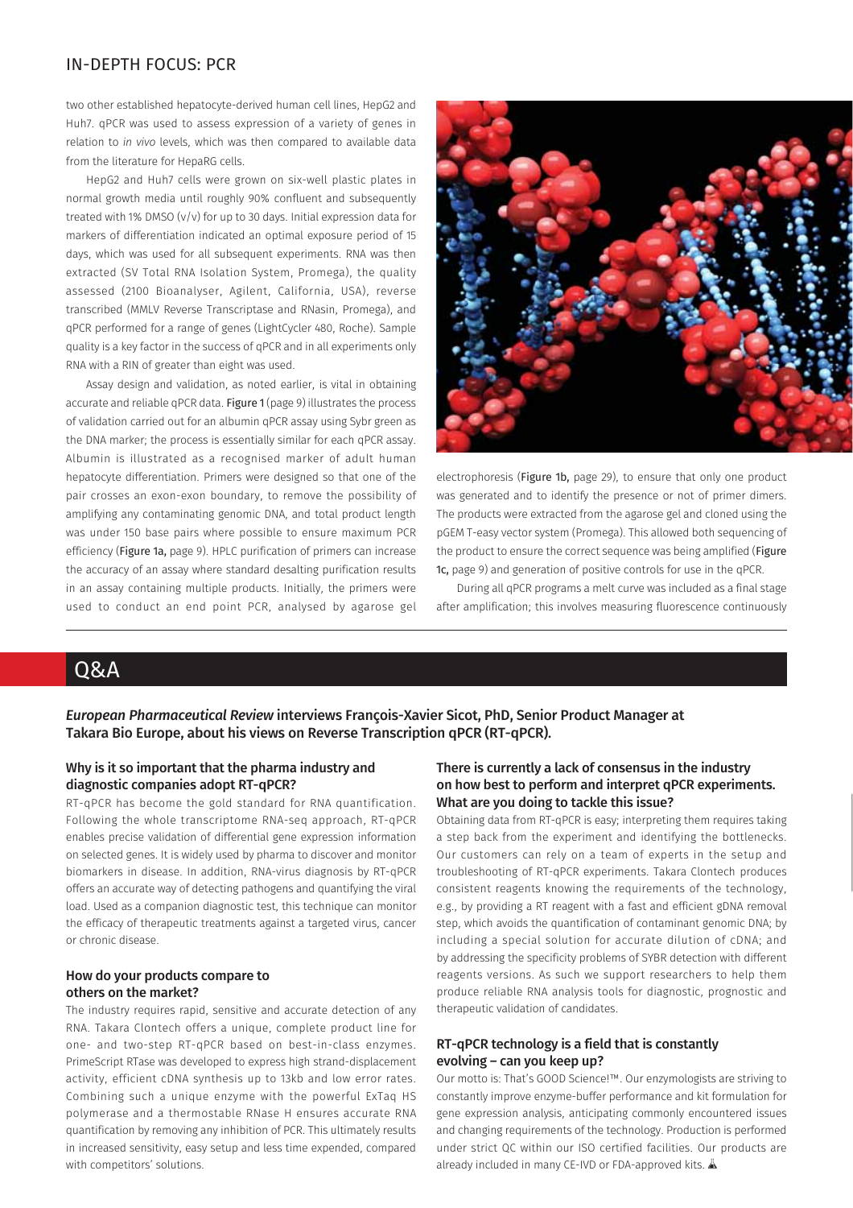two other established hepatocyte-derived human cell lines, HepG2 and Huh7. qPCR was used to assess expression of a variety of genes in relation to *in vivo* levels, which was then compared to available data from the literature for HepaRG cells.

HepG2 and Huh7 cells were grown on six-well plastic plates in normal growth media until roughly 90% confluent and subsequently treated with 1% DMSO (v/v) for up to 30 days. Initial expression data for markers of differentiation indicated an optimal exposure period of 15 days, which was used for all subsequent experiments. RNA was then extracted (SV Total RNA Isolation System, Promega), the quality assessed (2100 Bioanalyser, Agilent, California, USA), reverse transcribed (MMLV Reverse Transcriptase and RNasin, Promega), and qPCR performed for a range of genes (LightCycler 480, Roche). Sample quality is a key factor in the success of qPCR and in all experiments only RNA with a RIN of greater than eight was used.

Assay design and validation, as noted earlier, is vital in obtaining accurate and reliable qPCR data. Figure 1 (page 9) illustrates the process of validation carried out for an albumin qPCR assay using Sybr green as the DNA marker; the process is essentially similar for each qPCR assay. Albumin is illustrated as a recognised marker of adult human hepatocyte differentiation. Primers were designed so that one of the pair crosses an exon-exon boundary, to remove the possibility of amplifying any contaminating genomic DNA, and total product length was under 150 base pairs where possible to ensure maximum PCR efficiency (Figure 1a, page 9). HPLC purification of primers can increase the accuracy of an assay where standard desalting purification results in an assay containing multiple products. Initially, the primers were used to conduct an end point PCR, analysed by agarose gel electrophoresis (Figure 1b, page 29), to ensure that only one product was generated and to identify the presence or not of primer dimers. The products were extracted from the agarose gel and cloned using the pGEM T-easy vector system (Promega). This allowed both sequencing of the product to ensure the correct sequence was being amplified (Figure 1c, page 9) and generation of positive controls for use in the qPCR.

During all qPCR programs a melt curve was included as a final stage after amplification; this involves measuring fluorescence continuously

## Q&A

***European Pharmaceutical Review* interviews François-Xavier Sicot, PhD, Senior Product Manager at Takara Bio Europe, about his views on Reverse Transcription qPCR (RT-qPCR).**

### Why is it so important that the pharma industry and diagnostic companies adopt RT-qPCR?

RT-qPCR has become the gold standard for RNA quantification. Following the whole transcriptome RNA-seq approach, RT-qPCR enables precise validation of differential gene expression information on selected genes. It is widely used by pharma to discover and monitor biomarkers in disease. In addition, RNA-virus diagnosis by RT-qPCR offers an accurate way of detecting pathogens and quantifying the viral load. Used as a companion diagnostic test, this technique can monitor the efficacy of therapeutic treatments against a targeted virus, cancer or chronic disease.

### How do your products compare to others on the market?

The industry requires rapid, sensitive and accurate detection of any RNA. Takara Clontech offers a unique, complete product line for one- and two-step RT-qPCR based on best-in-class enzymes. PrimeScript RTase was developed to express high strand-displacement activity, efficient cDNA synthesis up to 13kb and low error rates. Combining such a unique enzyme with the powerful ExTaq HS polymerase and a thermostable RNase H ensures accurate RNA quantification by removing any inhibition of PCR. This ultimately results in increased sensitivity, easy setup and less time expended, compared with competitors' solutions.

### There is currently a lack of consensus in the industry on how best to perform and interpret qPCR experiments. What are you doing to tackle this issue?

Obtaining data from RT-qPCR is easy; interpreting them requires taking a step back from the experiment and identifying the bottlenecks. Our customers can rely on a team of experts in the setup and troubleshooting of RT-qPCR experiments. Takara Clontech produces consistent reagents knowing the requirements of the technology, e.g., by providing a RT reagent with a fast and efficient gDNA removal step, which avoids the quantification of contaminant genomic DNA; by including a special solution for accurate dilution of cDNA; and by addressing the specificity problems of SYBR detection with different reagents versions. As such we support researchers to help them produce reliable RNA analysis tools for diagnostic, prognostic and therapeutic validation of candidates.

### RT-qPCR technology is a field that is constantly evolving – can you keep up?

Our motto is: That's GOOD Science!™. Our enzymologists are striving to constantly improve enzyme-buffer performance and kit formulation for gene expression analysis, anticipating commonly encountered issues and changing requirements of the technology. Production is performed under strict QC within our ISO certified facilities. Our products are already included in many CE-IVD or FDA-approved kits.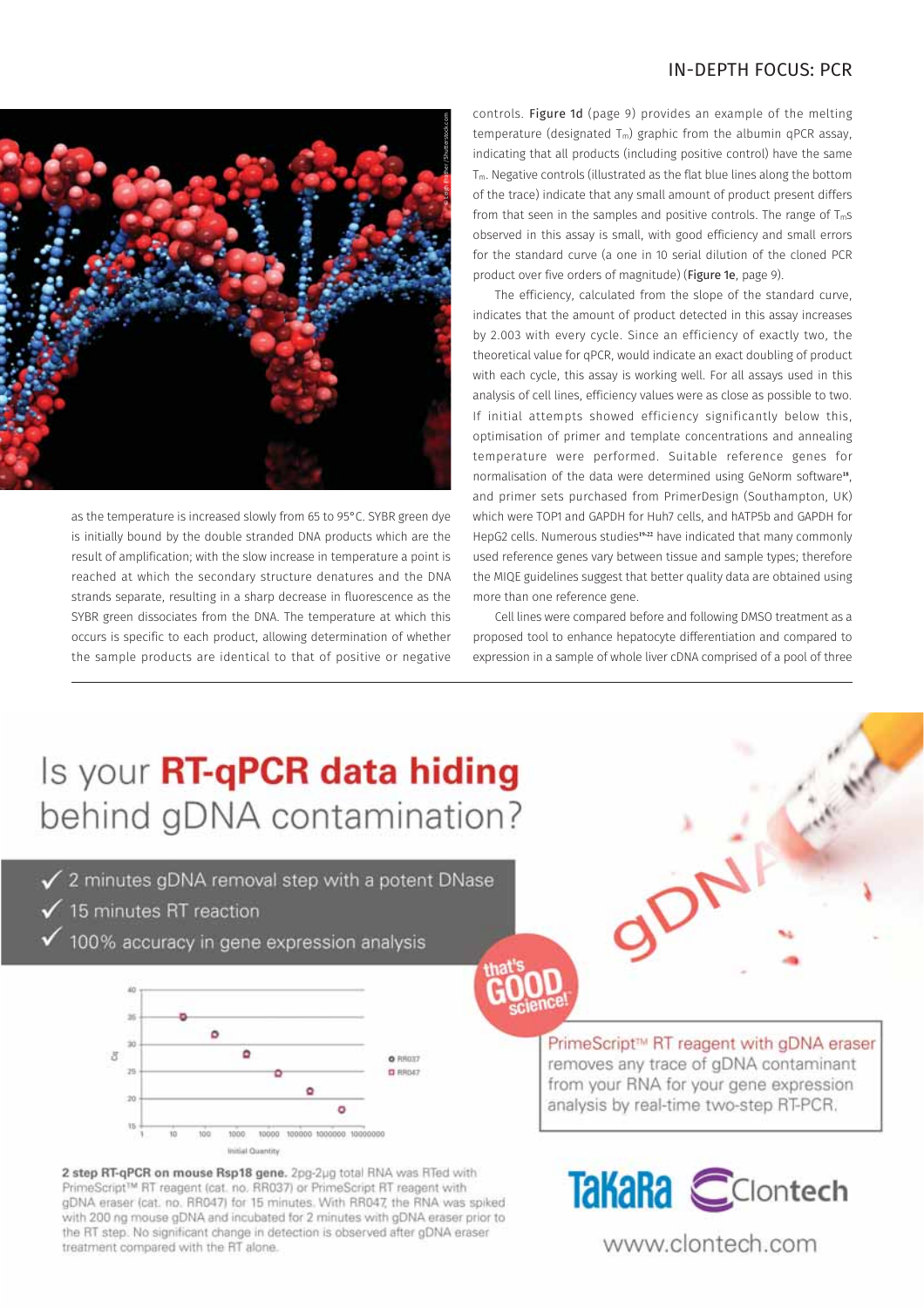as the temperature is increased slowly from 65 to 95°C. SYBR green dye is initially bound by the double stranded DNA products which are the result of amplification; with the slow increase in temperature a point is reached at which the secondary structure denatures and the DNA strands separate, resulting in a sharp decrease in fluorescence as the SYBR green dissociates from the DNA. The temperature at which this occurs is specific to each product, allowing determination of whether the sample products are identical to that of positive or negative controls. Figure 1d (page 9) provides an example of the melting temperature (designated $T_m$) graphic from the albumin qPCR assay, indicating that all products (including positive control) have the same $T_m$. Negative controls (illustrated as the flat blue lines along the bottom of the trace) indicate that any small amount of product present differs from that seen in the samples and positive controls. The range of $T_m$s observed in this assay is small, with good efficiency and small errors for the standard curve (a one in 10 serial dilution of the cloned PCR product over five orders of magnitude) (Figure 1e, page 9).

The efficiency, calculated from the slope of the standard curve, indicates that the amount of product detected in this assay increases by 2.003 with every cycle. Since an efficiency of exactly two, the theoretical value for qPCR, would indicate an exact doubling of product with each cycle, this assay is working well. For all assays used in this analysis of cell lines, efficiency values were as close as possible to two. If initial attempts showed efficiency significantly below this, optimisation of primer and template concentrations and annealing temperature were performed. Suitable reference genes for normalisation of the data were determined using GeNorm software[18], and primer sets purchased from PrimerDesign (Southampton, UK) which were TOP1 and GAPDH for Huh7 cells, and hATP5b and GAPDH for HepG2 cells. Numerous studies[19-22] have indicated that many commonly used reference genes vary between tissue and sample types; therefore the MIQE guidelines suggest that better quality data are obtained using more than one reference gene.

Cell lines were compared before and following DMSO treatment as a proposed tool to enhance hepatocyte differentiation and compared to expression in a sample of whole liver cDNA comprised of a pool of three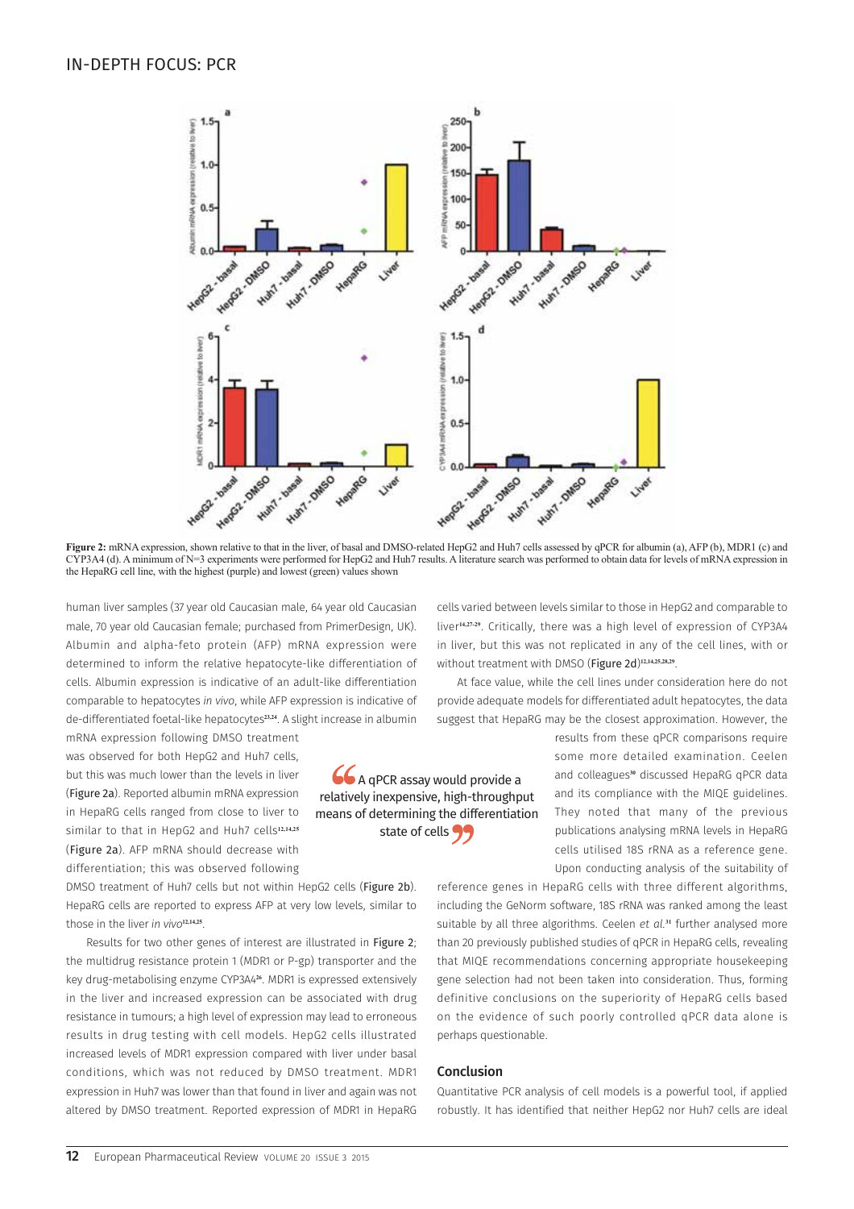Figure 2: mRNA expression, shown relative to that in the liver, of basal and DMSO-related HepG2 and Huh7 cells assessed by qPCR for albumin (a), AFP (b), MDR1 (c) and CYP3A4 (d). A minimum of N=3 experiments were performed for HepG2 and Huh7 results. A literature search was performed to obtain data for levels of mRNA expression in the HepaRG cell line, with the highest (purple) and lowest (green) values shown

human liver samples (37 year old Caucasian male, 64 year old Caucasian male, 70 year old Caucasian female; purchased from PrimerDesign, UK). Albumin and alpha-feto protein (AFP) mRNA expression were determined to inform the relative hepatocyte-like differentiation of cells. Albumin expression is indicative of an adult-like differentiation comparable to hepatocytes *in vivo*, while AFP expression is indicative of de-differentiated foetal-like hepatocytes[23,24]. A slight increase in albumin mRNA expression following DMSO treatment was observed for both HepG2 and Huh7 cells, but this was much lower than the levels in liver (Figure 2a). Reported albumin mRNA expression in HepaRG cells ranged from close to liver to similar to that in HepG2 and Huh7 cells[12,14,25] (Figure 2a). AFP mRNA should decrease with differentiation; this was observed following DMSO treatment of Huh7 cells but not within HepG2 cells (Figure 2b). HepaRG cells are reported to express AFP at very low levels, similar to those in the liver *in vivo*[12,14,25].

> "A qPCR assay would provide a relatively inexpensive, high-throughput means of determining the differentiation state of cells"

Results for two other genes of interest are illustrated in Figure 2; the multidrug resistance protein 1 (MDR1 or P-gp) transporter and the key drug-metabolising enzyme CYP3A4[26]. MDR1 is expressed extensively in the liver and increased expression can be associated with drug resistance in tumours; a high level of expression may lead to erroneous results in drug testing with cell models. HepG2 cells illustrated increased levels of MDR1 expression compared with liver under basal conditions, which was not reduced by DMSO treatment. MDR1 expression in Huh7 was lower than that found in liver and again was not altered by DMSO treatment. Reported expression of MDR1 in HepaRG cells varied between levels similar to those in HepG2 and comparable to liver[14,27-29]. Critically, there was a high level of expression of CYP3A4 in liver, but this was not replicated in any of the cell lines, with or without treatment with DMSO (Figure 2d)[12,14,25,28,29].

At face value, while the cell lines under consideration here do not provide adequate models for differentiated adult hepatocytes, the data suggest that HepaRG may be the closest approximation. However, the results from these qPCR comparisons require some more detailed examination. Ceelen and colleagues[30] discussed HepaRG qPCR data and its compliance with the MIQE guidelines. They noted that many of the previous publications analysing mRNA levels in HepaRG cells utilised 18S rRNA as a reference gene. Upon conducting analysis of the suitability of reference genes in HepaRG cells with three different algorithms, including the GeNorm software, 18S rRNA was ranked among the least suitable by all three algorithms. Ceelen *et al.*[31] further analysed more than 20 previously published studies of qPCR in HepaRG cells, revealing that MIQE recommendations concerning appropriate housekeeping gene selection had not been taken into consideration. Thus, forming definitive conclusions on the superiority of HepaRG cells based on the evidence of such poorly controlled qPCR data alone is perhaps questionable.

## Conclusion

Quantitative PCR analysis of cell models is a powerful tool, if applied robustly. It has identified that neither HepG2 nor Huh7 cells are ideal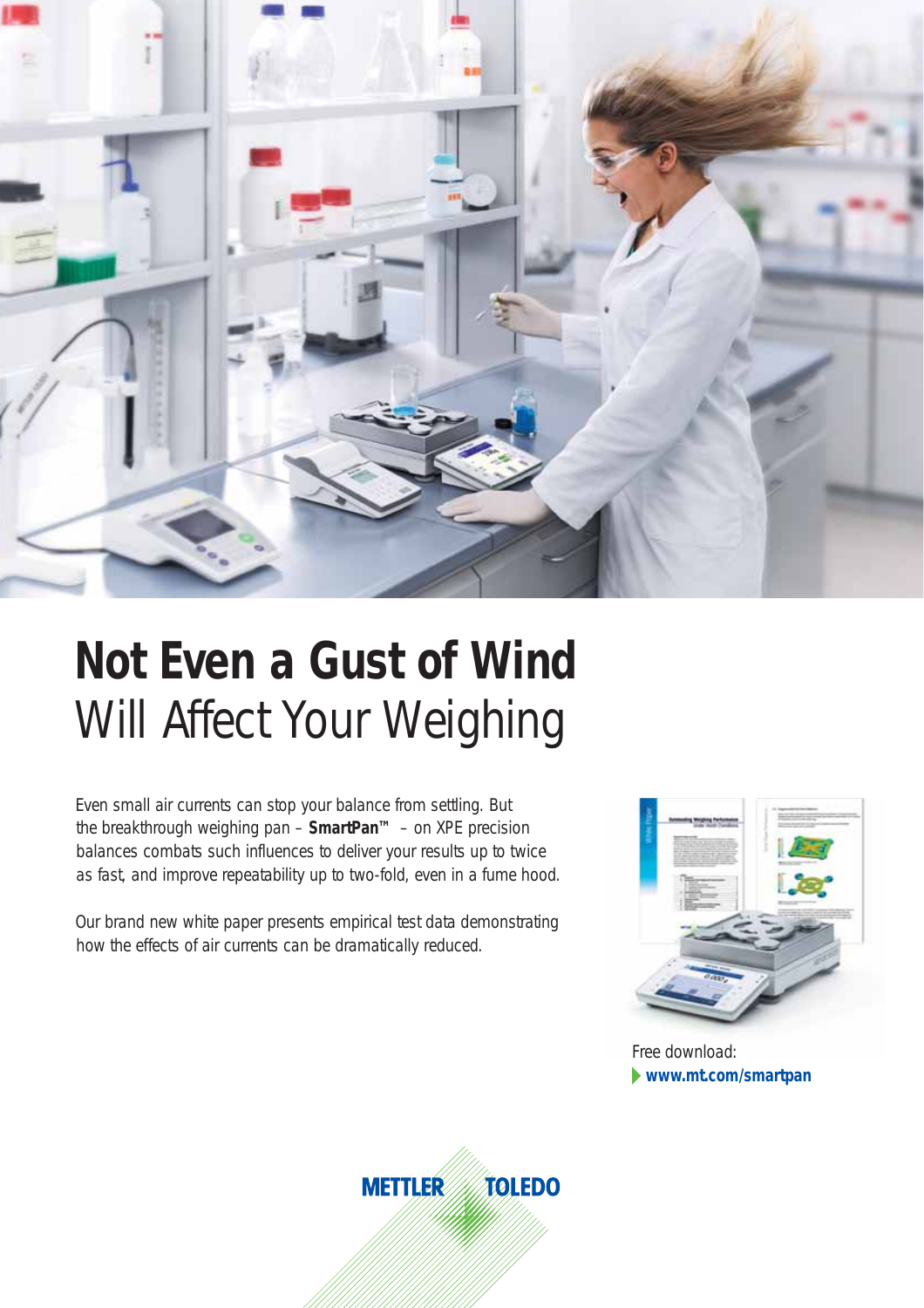# Not Even a Gust of Wind
Will Affect Your Weighing

Even small air currents can stop your balance from settling. But the breakthrough weighing pan – **SmartPan™** – on XPE precision balances combats such influences to deliver your results up to twice as fast, and improve repeatability up to two-fold, even in a fume hood.

Our brand new white paper presents empirical test data demonstrating how the effects of air currents can be dramatically reduced.

Free download:
**www.mt.com/smartpan**

METTLER TOLEDO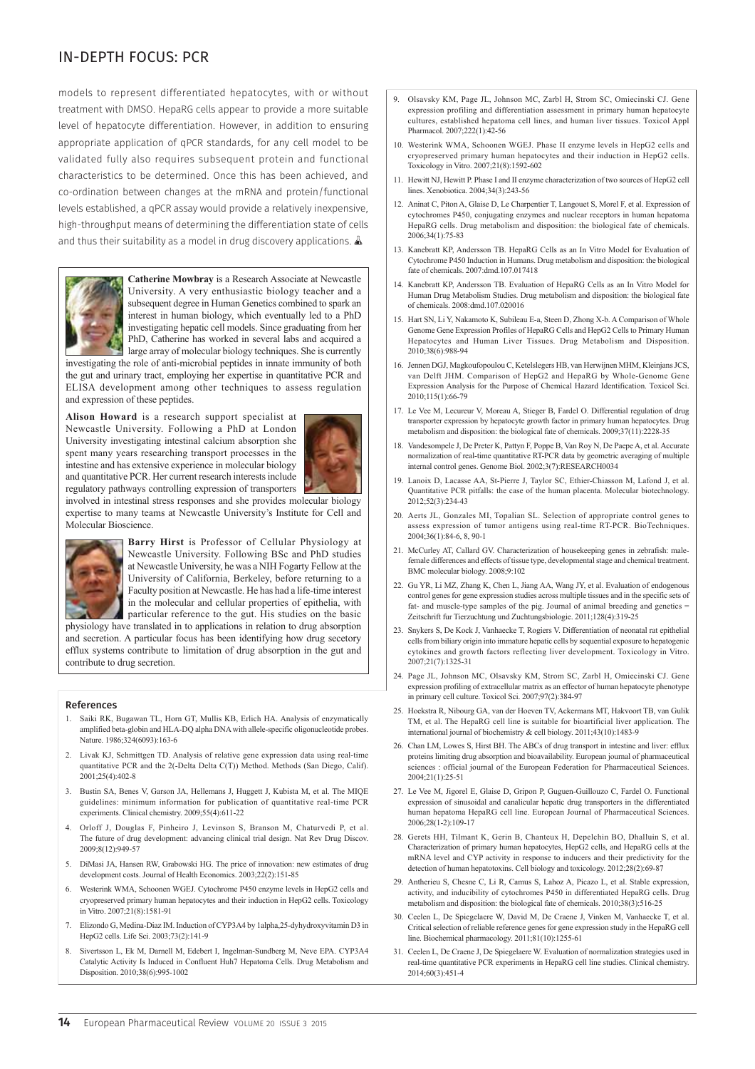models to represent differentiated hepatocytes, with or without treatment with DMSO. HepaRG cells appear to provide a more suitable level of hepatocyte differentiation. However, in addition to ensuring appropriate application of qPCR standards, for any cell model to be validated fully also requires subsequent protein and functional characteristics to be determined. Once this has been achieved, and co-ordination between changes at the mRNA and protein/functional levels established, a qPCR assay would provide a relatively inexpensive, high-throughput means of determining the differentiation state of cells and thus their suitability as a model in drug discovery applications.

**Catherine Mowbray** is a Research Associate at Newcastle University. A very enthusiastic biology teacher and a subsequent degree in Human Genetics combined to spark an interest in human biology, which eventually led to a PhD investigating hepatic cell models. Since graduating from her PhD, Catherine has worked in several labs and acquired a large array of molecular biology techniques. She is currently investigating the role of anti-microbial peptides in innate immunity of both the gut and urinary tract, employing her expertise in quantitative PCR and ELISA development among other techniques to assess regulation and expression of these peptides.

**Alison Howard** is a research support specialist at Newcastle University. Following a PhD at London University investigating intestinal calcium absorption she spent many years researching transport processes in the intestine and has extensive experience in molecular biology and quantitative PCR. Her current research interests include regulatory pathways controlling expression of transporters involved in intestinal stress responses and she provides molecular biology expertise to many teams at Newcastle University's Institute for Cell and Molecular Bioscience.

**Barry Hirst** is Professor of Cellular Physiology at Newcastle University. Following BSc and PhD studies at Newcastle University, he was a NIH Fogarty Fellow at the University of California, Berkeley, before returning to a Faculty position at Newcastle. He has had a life-time interest in the molecular and cellular properties of epithelia, with particular reference to the gut. His studies on the basic physiology have translated in to applications in relation to drug absorption and secretion. A particular focus has been identifying how drug secetory efflux systems contribute to limitation of drug absorption in the gut and contribute to drug secretion.

## References

1. Saiki RK, Bugawan TL, Horn GT, Mullis KB, Erlich HA. Analysis of enzymatically amplified beta-globin and HLA-DQ alpha DNA with allele-specific oligonucleotide probes. Nature. 1986;324(6093):163-6
2. Livak KJ, Schmittgen TD. Analysis of relative gene expression data using real-time quantitative PCR and the 2(-Delta Delta C(T)) Method. Methods (San Diego, Calif). 2001;25(4):402-8
3. Bustin SA, Benes V, Garson JA, Hellemans J, Huggett J, Kubista M, et al. The MIQE guidelines: minimum information for publication of quantitative real-time PCR experiments. Clinical chemistry. 2009;55(4):611-22
4. Orloff J, Douglas F, Pinheiro J, Levinson S, Branson M, Chaturvedi P, et al. The future of drug development: advancing clinical trial design. Nat Rev Drug Discov. 2009;8(12):949-57
5. DiMasi JA, Hansen RW, Grabowski HG. The price of innovation: new estimates of drug development costs. Journal of Health Economics. 2003;22(2):151-85
6. Westerink WMA, Schoonen WGEJ. Cytochrome P450 enzyme levels in HepG2 cells and cryopreserved primary human hepatocytes and their induction in HepG2 cells. Toxicology in Vitro. 2007;21(8):1581-91
7. Elizondo G, Medina-Diaz IM. Induction of CYP3A4 by 1alpha,25-dyhydroxyvitamin D3 in HepG2 cells. Life Sci. 2003;73(2):141-9
8. Sivertsson L, Ek M, Darnell M, Edebert I, Ingelman-Sundberg M, Neve EPA. CYP3A4 Catalytic Activity Is Induced in Confluent Huh7 Hepatoma Cells. Drug Metabolism and Disposition. 2010;38(6):995-1002
9. Olsavsky KM, Page JL, Johnson MC, Zarbl H, Strom SC, Omiecinski CJ. Gene expression profiling and differentiation assessment in primary human hepatocyte cultures, established hepatoma cell lines, and human liver tissues. Toxicol Appl Pharmacol. 2007;222(1):42-56
10. Westerink WMA, Schoonen WGEJ. Phase II enzyme levels in HepG2 cells and cryopreserved primary human hepatocytes and their induction in HepG2 cells. Toxicology in Vitro. 2007;21(8):1592-602
11. Hewitt NJ, Hewitt P. Phase I and II enzyme characterization of two sources of HepG2 cell lines. Xenobiotica. 2004;34(3):243-56
12. Aninat C, Piton A, Glaise D, Le Charpentier T, Langouet S, Morel F, et al. Expression of cytochromes P450, conjugating enzymes and nuclear receptors in human hepatoma HepaRG cells. Drug metabolism and disposition: the biological fate of chemicals. 2006;34(1):75-83
13. Kanebratt KP, Andersson TB. HepaRG Cells as an In Vitro Model for Evaluation of Cytochrome P450 Induction in Humans. Drug metabolism and disposition: the biological fate of chemicals. 2007:dmd.107.017418
14. Kanebratt KP, Andersson TB. Evaluation of HepaRG Cells as an In Vitro Model for Human Drug Metabolism Studies. Drug metabolism and disposition: the biological fate of chemicals. 2008:dmd.107.020016
15. Hart SN, Li Y, Nakamoto K, Subileau E-a, Steen D, Zhong X-b. A Comparison of Whole Genome Gene Expression Profiles of HepaRG Cells and HepG2 Cells to Primary Human Hepatocytes and Human Liver Tissues. Drug Metabolism and Disposition. 2010;38(6):988-94
16. Jennen DGJ, Magkoufopoulou C, Ketelslegers HB, van Herwijnen MHM, Kleinjans JCS, van Delft JHM. Comparison of HepG2 and HepaRG by Whole-Genome Gene Expression Analysis for the Purpose of Chemical Hazard Identification. Toxicol Sci. 2010;115(1):66-79
17. Le Vee M, Lecureur V, Moreau A, Stieger B, Fardel O. Differential regulation of drug transporter expression by hepatocyte growth factor in primary human hepatocytes. Drug metabolism and disposition: the biological fate of chemicals. 2009;37(11):2228-35
18. Vandesompele J, De Preter K, Pattyn F, Poppe B, Van Roy N, De Paepe A, et al. Accurate normalization of real-time quantitative RT-PCR data by geometric averaging of multiple internal control genes. Genome Biol. 2002;3(7):RESEARCH0034
19. Lanoix D, Lacasse AA, St-Pierre J, Taylor SC, Ethier-Chiasson M, Lafond J, et al. Quantitative PCR pitfalls: the case of the human placenta. Molecular biotechnology. 2012;52(3):234-43
20. Aerts JL, Gonzales MI, Topalian SL. Selection of appropriate control genes to assess expression of tumor antigens using real-time RT-PCR. BioTechniques. 2004;36(1):84-6, 8, 90-1
21. McCurley AT, Callard GV. Characterization of housekeeping genes in zebrafish: male-female differences and effects of tissue type, developmental stage and chemical treatment. BMC molecular biology. 2008;9:102
22. Gu YR, Li MZ, Zhang K, Chen L, Jiang AA, Wang JY, et al. Evaluation of endogenous control genes for gene expression studies across multiple tissues and in the specific sets of fat- and muscle-type samples of the pig. Journal of animal breeding and genetics = Zeitschrift fur Tierzuchtung und Zuchtungsbiologie. 2011;128(4):319-25
23. Snykers S, De Kock J, Vanhaecke T, Rogiers V. Differentiation of neonatal rat epithelial cells from biliary origin into immature hepatic cells by sequential exposure to hepatogenic cytokines and growth factors reflecting liver development. Toxicology in Vitro. 2007;21(7):1325-31
24. Page JL, Johnson MC, Olsavsky KM, Strom SC, Zarbl H, Omiecinski CJ. Gene expression profiling of extracellular matrix as an effector of human hepatocyte phenotype in primary cell culture. Toxicol Sci. 2007;97(2):384-97
25. Hoekstra R, Nibourg GA, van der Hoeven TV, Ackermans MT, Hakvoort TB, van Gulik TM, et al. The HepaRG cell line is suitable for bioartificial liver application. The international journal of biochemistry & cell biology. 2011;43(10):1483-9
26. Chan LM, Lowes S, Hirst BH. The ABCs of drug transport in intestine and liver: efflux proteins limiting drug absorption and bioavailability. European journal of pharmaceutical sciences : official journal of the European Federation for Pharmaceutical Sciences. 2004;21(1):25-51
27. Le Vee M, Jigorel E, Glaise D, Gripon P, Guguen-Guillouzo C, Fardel O. Functional expression of sinusoidal and canalicular hepatic drug transporters in the differentiated human hepatoma HepaRG cell line. European Journal of Pharmaceutical Sciences. 2006;28(1-2):109-17
28. Gerets HH, Tilmant K, Gerin B, Chanteux H, Depelchin BO, Dhalluin S, et al. Characterization of primary human hepatocytes, HepG2 cells, and HepaRG cells at the mRNA level and CYP activity in response to inducers and their predictivity for the detection of human hepatotoxins. Cell biology and toxicology. 2012;28(2):69-87
29. Antherieu S, Chesne C, Li R, Camus S, Lahoz A, Picazo L, et al. Stable expression, activity, and inducibility of cytochromes P450 in differentiated HepaRG cells. Drug metabolism and disposition: the biological fate of chemicals. 2010;38(3):516-25
30. Ceelen L, De Spiegelaere W, David M, De Craene J, Vinken M, Vanhaecke T, et al. Critical selection of reliable reference genes for gene expression study in the HepaRG cell line. Biochemical pharmacology. 2011;81(10):1255-61
31. Ceelen L, De Craene J, De Spiegelaere W. Evaluation of normalization strategies used in real-time quantitative PCR experiments in HepaRG cell line studies. Clinical chemistry. 2014;60(3):451-4